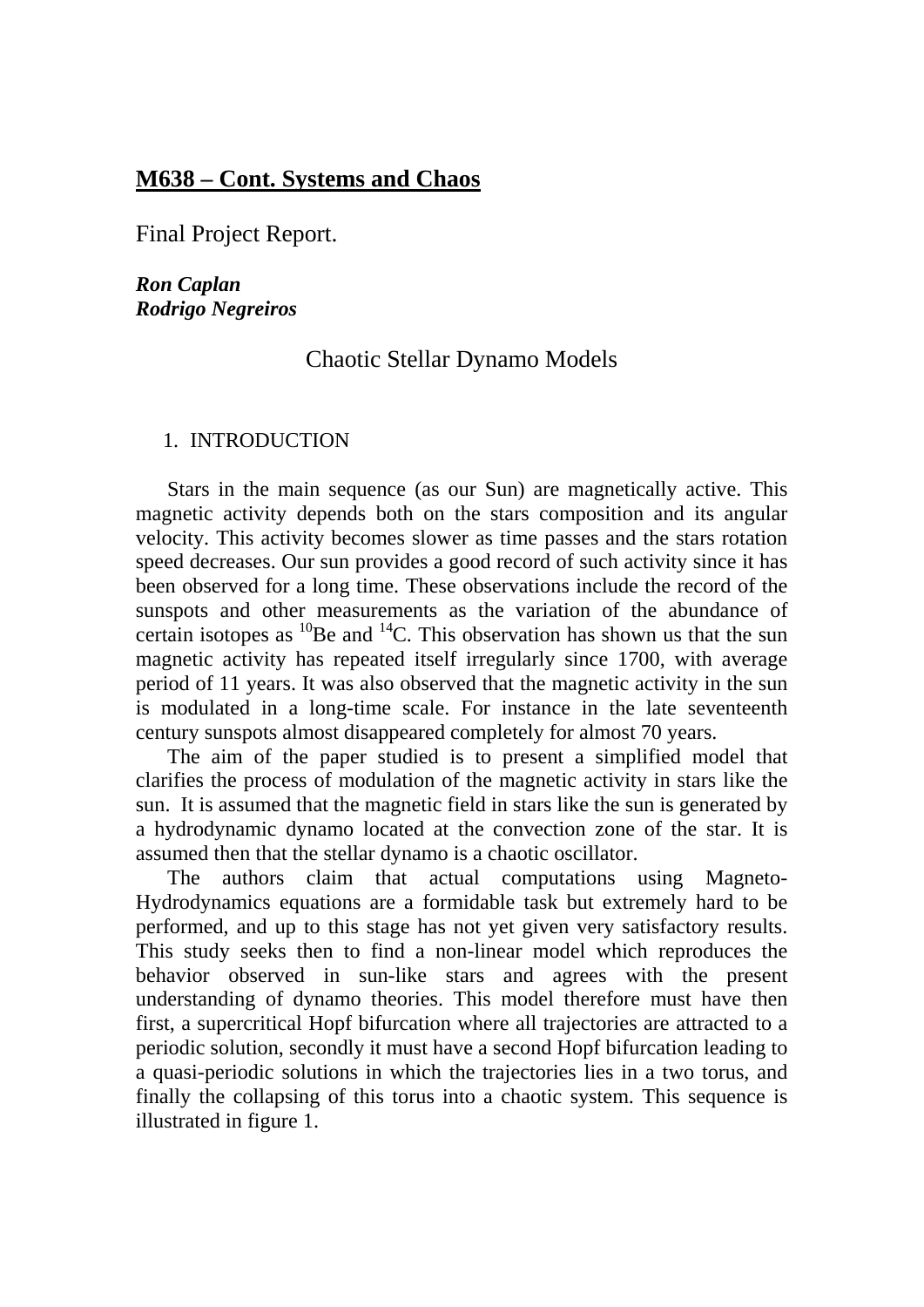# M638 – Cont. Systems and Chaos

Final Project Report.

***Ron Caplan***
***Rodrigo Negreiros***

## Chaotic Stellar Dynamo Models

### 1. INTRODUCTION

Stars in the main sequence (as our Sun) are magnetically active. This magnetic activity depends both on the stars composition and its angular velocity. This activity becomes slower as time passes and the stars rotation speed decreases. Our sun provides a good record of such activity since it has been observed for a long time. These observations include the record of the sunspots and other measurements as the variation of the abundance of certain isotopes as $^{10}Be$ and $^{14}C$. This observation has shown us that the sun magnetic activity has repeated itself irregularly since 1700, with average period of 11 years. It was also observed that the magnetic activity in the sun is modulated in a long-time scale. For instance in the late seventeenth century sunspots almost disappeared completely for almost 70 years.

The aim of the paper studied is to present a simplified model that clarifies the process of modulation of the magnetic activity in stars like the sun. It is assumed that the magnetic field in stars like the sun is generated by a hydrodynamic dynamo located at the convection zone of the star. It is assumed then that the stellar dynamo is a chaotic oscillator.

The authors claim that actual computations using Magneto-Hydrodynamics equations are a formidable task but extremely hard to be performed, and up to this stage has not yet given very satisfactory results. This study seeks then to find a non-linear model which reproduces the behavior observed in sun-like stars and agrees with the present understanding of dynamo theories. This model therefore must have then first, a supercritical Hopf bifurcation where all trajectories are attracted to a periodic solution, secondly it must have a second Hopf bifurcation leading to a quasi-periodic solutions in which the trajectories lies in a two torus, and finally the collapsing of this torus into a chaotic system. This sequence is illustrated in figure 1.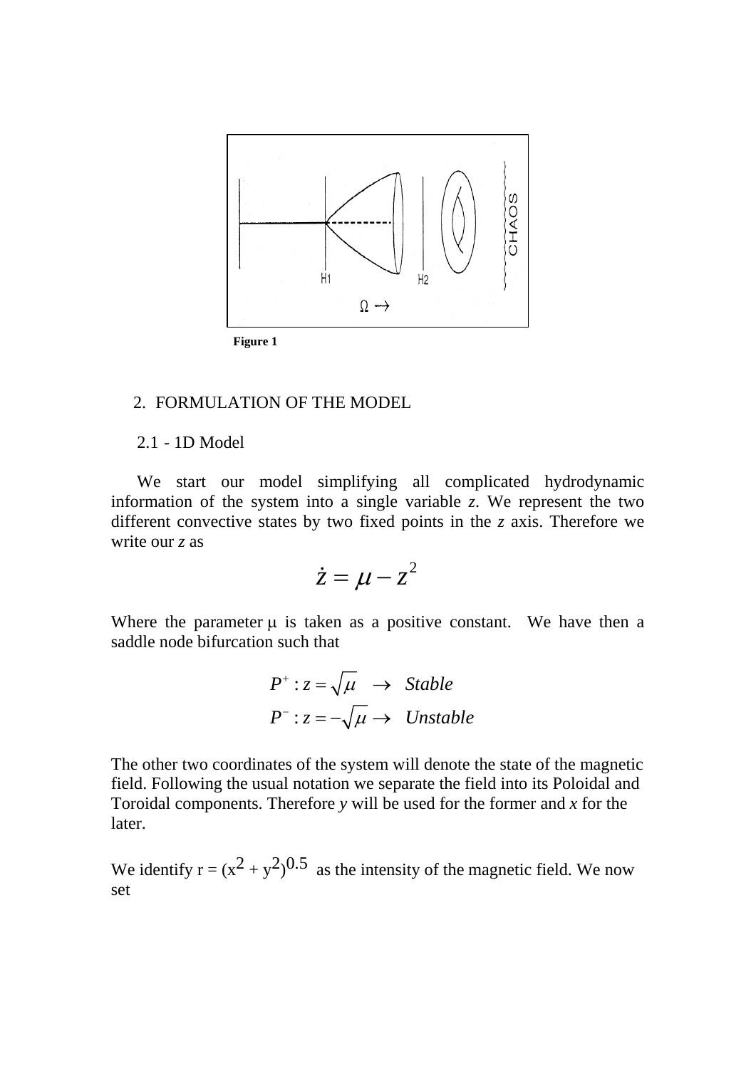Figure 1

2. FORMULATION OF THE MODEL

2.1 - 1D Model

We start our model simplifying all complicated hydrodynamic information of the system into a single variable *z*. We represent the two different convective states by two fixed points in the *z* axis. Therefore we write our *z* as

$$\dot{z} = \mu - z^2$$

Where the parameter $\mu$ is taken as a positive constant. We have then a saddle node bifurcation such that

$$P^+ : z = \sqrt{\mu} \quad \rightarrow \quad Stable$$
$$P^- : z = -\sqrt{\mu} \rightarrow \quad Unstable$$

The other two coordinates of the system will denote the state of the magnetic field. Following the usual notation we separate the field into its Poloidal and Toroidal components. Therefore *y* will be used for the former and *x* for the later.

We identify $r = (x^2 + y^2)^{0.5}$ as the intensity of the magnetic field. We now set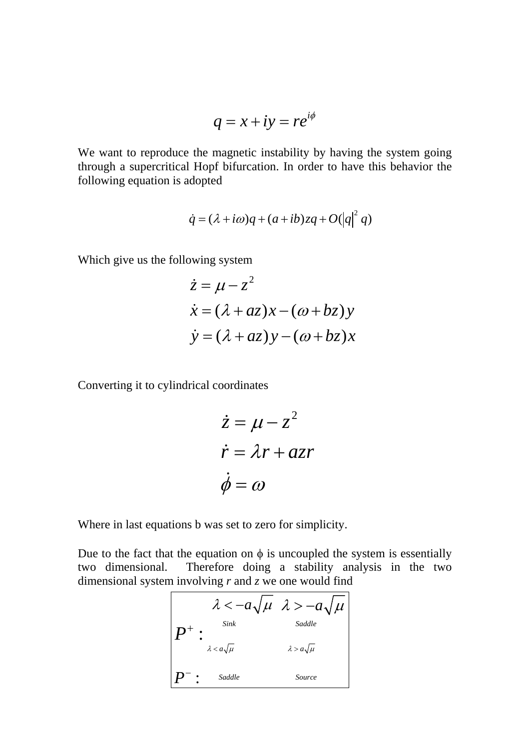$$q = x + iy = re^{i\phi}$$

We want to reproduce the magnetic instability by having the system going through a supercritical Hopf bifurcation. In order to have this behavior the following equation is adopted

$$\dot{q} = (\lambda + i\omega)q + (a + ib)zq + O(|q|^2 q)$$

Which give us the following system

$$\begin{aligned}
\dot{z} &= \mu - z^2 \\
\dot{x} &= (\lambda + az)x - (\omega + bz)y \\
\dot{y} &= (\lambda + az)y - (\omega + bz)x
\end{aligned}$$

Converting it to cylindrical coordinates

$$\begin{aligned}
\dot{z} &= \mu - z^2 \\
\dot{r} &= \lambda r + azr \\
\dot{\phi} &= \omega
\end{aligned}$$

Where in last equations b was set to zero for simplicity.

Due to the fact that the equation on $\phi$ is uncoupled the system is essentially two dimensional. Therefore doing a stability analysis in the two dimensional system involving *r* and *z* we one would find

| | $\lambda < -a\sqrt{\mu}$ | $\lambda > -a\sqrt{\mu}$ |
|---|---|---|
| $P^+ :$ | *Sink* | *Saddle* |
| | $\lambda < a\sqrt{\mu}$ | $\lambda > a\sqrt{\mu}$ |
| $P^- :$ | *Saddle* | *Source* |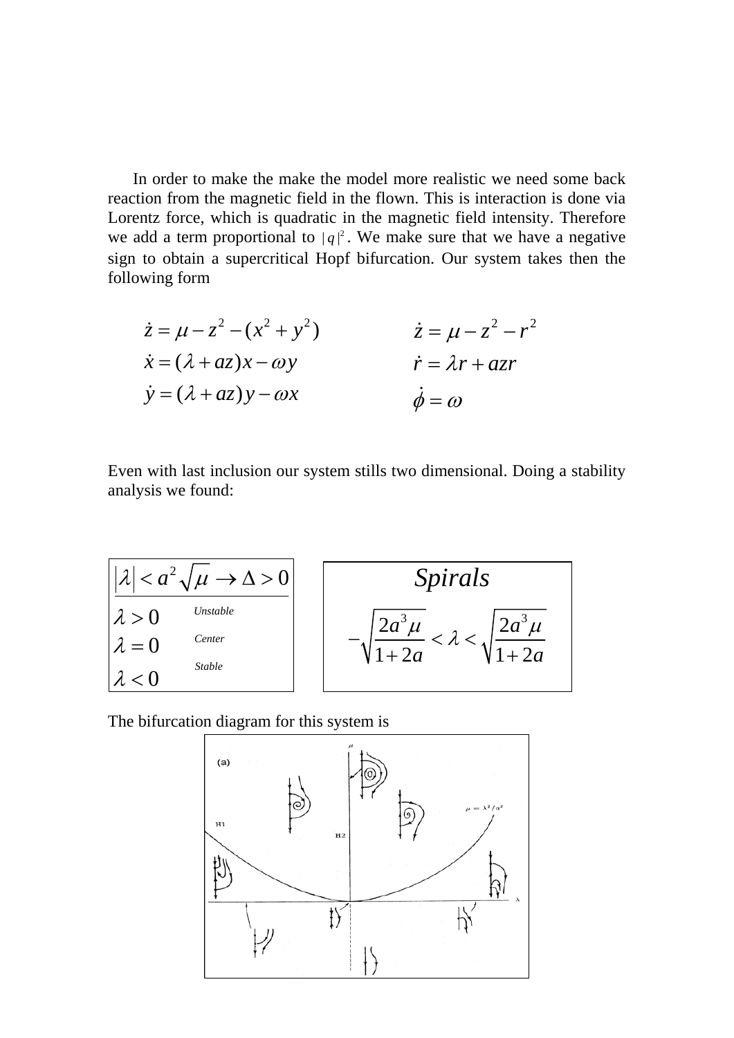In order to make the make the model more realistic we need some back reaction from the magnetic field in the flown. This is interaction is done via Lorentz force, which is quadratic in the magnetic field intensity. Therefore we add a term proportional to $|q|^2$. We make sure that we have a negative sign to obtain a supercritical Hopf bifurcation. Our system takes then the following form

$$
\begin{aligned}
\dot{z} &= \mu - z^2 - (x^2 + y^2) \\
\dot{x} &= (\lambda + az)x - \omega y \\
\dot{y} &= (\lambda + az)y - \omega x
\end{aligned}
\qquad\qquad
\begin{aligned}
\dot{z} &= \mu - z^2 - r^2 \\
\dot{r} &= \lambda r + azr \\
\dot{\phi} &= \omega
\end{aligned}
$$

Even with last inclusion our system stills two dimensional. Doing a stability analysis we found:

| $\lvert\lambda\rvert < a^2\sqrt{\mu} \rightarrow \Delta > 0$ | |
|---|---|
| $\lambda > 0$ | *Unstable* |
| $\lambda = 0$ | *Center* |
| $\lambda < 0$ | *Stable* |

*Spirals*

$$-\sqrt{\frac{2a^3\mu}{1+2a}} < \lambda < \sqrt{\frac{2a^3\mu}{1+2a}}$$

The bifurcation diagram for this system is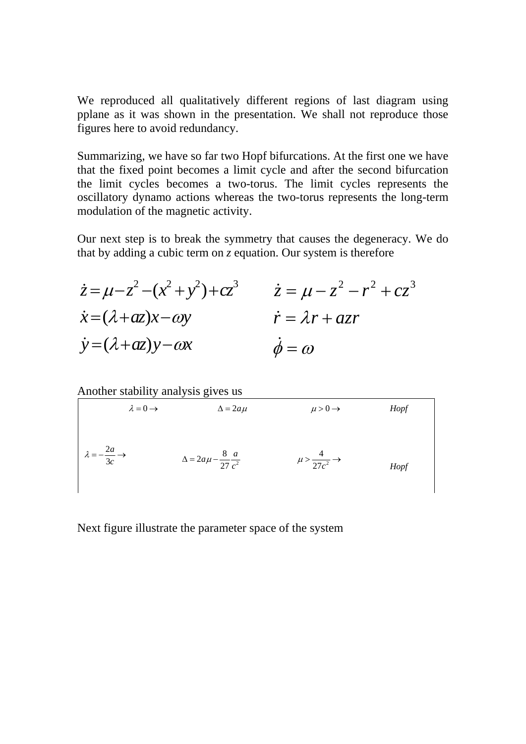We reproduced all qualitatively different regions of last diagram using pplane as it was shown in the presentation. We shall not reproduce those figures here to avoid redundancy.

Summarizing, we have so far two Hopf bifurcations. At the first one we have that the fixed point becomes a limit cycle and after the second bifurcation the limit cycles becomes a two-torus. The limit cycles represents the oscillatory dynamo actions whereas the two-torus represents the long-term modulation of the magnetic activity.

Our next step is to break the symmetry that causes the degeneracy. We do that by adding a cubic term on *z* equation. Our system is therefore

$$
\begin{aligned}
\dot{z} &= \mu - z^2 - (x^2 + y^2) + cz^3 \\
\dot{x} &= (\lambda + az)x - \omega y \\
\dot{y} &= (\lambda + az)y - \omega x
\end{aligned}
\qquad\qquad
\begin{aligned}
\dot{z} &= \mu - z^2 - r^2 + cz^3 \\
\dot{r} &= \lambda r + azr \\
\dot{\phi} &= \omega
\end{aligned}
$$

Another stability analysis gives us

| | | | |
|---|---|---|---|
| $\lambda = 0 \rightarrow$ | $\Delta = 2a\mu$ | $\mu > 0 \rightarrow$ | *Hopf* |
| $\lambda = -\frac{2a}{3c} \rightarrow$ | $\Delta = 2a\mu - \frac{8}{27}\frac{a}{c^2}$ | $\mu > \frac{4}{27c^2} \rightarrow$ | *Hopf* |

Next figure illustrate the parameter space of the system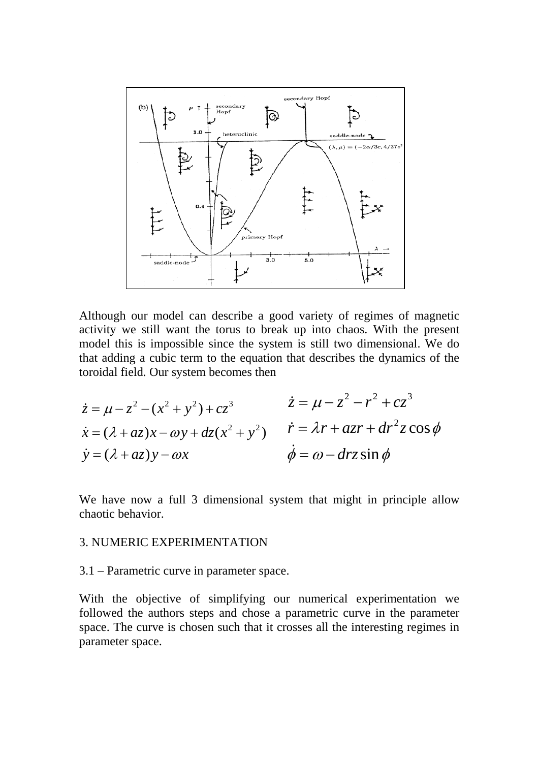Although our model can describe a good variety of regimes of magnetic activity we still want the torus to break up into chaos. With the present model this is impossible since the system is still two dimensional. We do that adding a cubic term to the equation that describes the dynamics of the toroidal field. Our system becomes then

$$
\begin{aligned}
\dot{z} &= \mu - z^2 - (x^2 + y^2) + cz^3 \\
\dot{x} &= (\lambda + az)x - \omega y + dz(x^2 + y^2) \\
\dot{y} &= (\lambda + az)y - \omega x
\end{aligned}
\qquad
\begin{aligned}
\dot{z} &= \mu - z^2 - r^2 + cz^3 \\
\dot{r} &= \lambda r + azr + dr^2 z \cos\phi \\
\dot{\phi} &= \omega - drz \sin\phi
\end{aligned}
$$

We have now a full 3 dimensional system that might in principle allow chaotic behavior.

## 3. NUMERIC EXPERIMENTATION

### 3.1 – Parametric curve in parameter space.

With the objective of simplifying our numerical experimentation we followed the authors steps and chose a parametric curve in the parameter space. The curve is chosen such that it crosses all the interesting regimes in parameter space.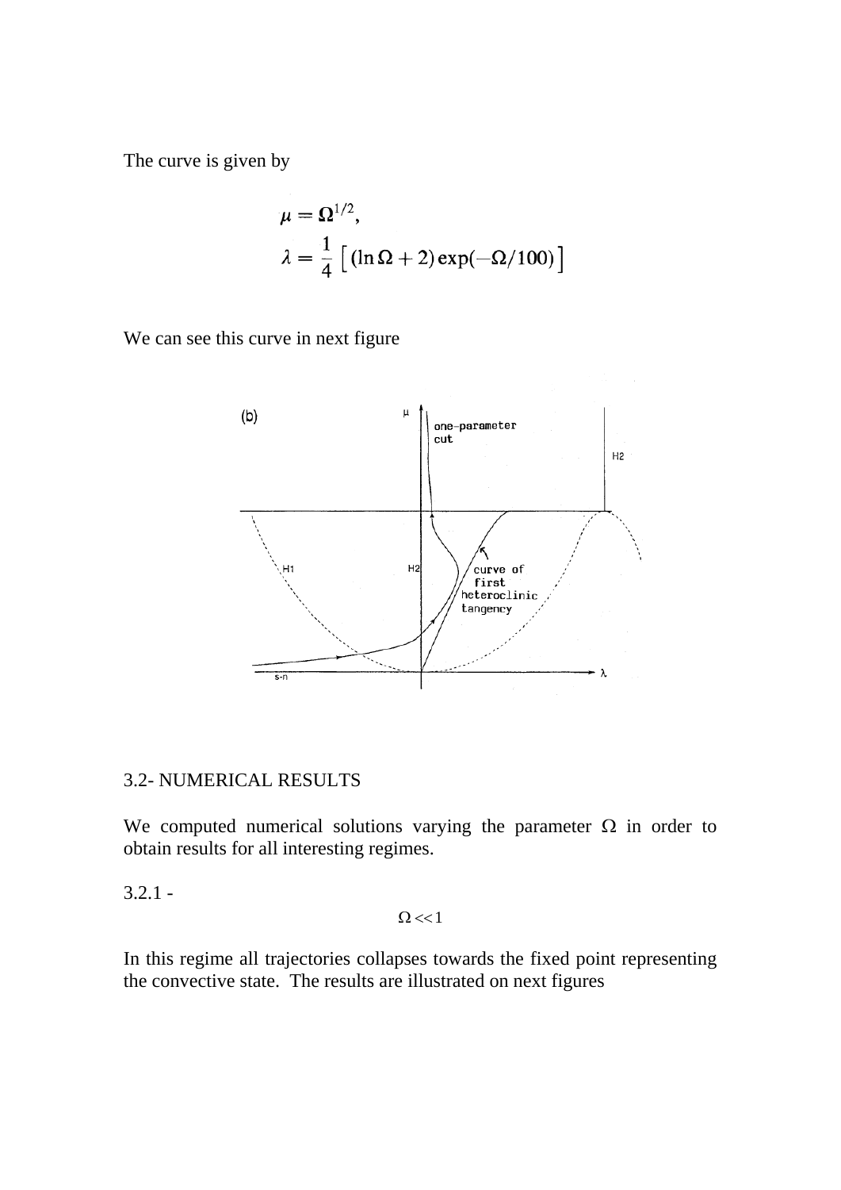The curve is given by

$$\mu = \Omega^{1/2},$$
$$\lambda = \frac{1}{4}\left[(\ln \Omega + 2)\exp(-\Omega/100)\right]$$

We can see this curve in next figure

## 3.2- NUMERICAL RESULTS

We computed numerical solutions varying the parameter $\Omega$ in order to obtain results for all interesting regimes.

### 3.2.1 -

$$\Omega << 1$$

In this regime all trajectories collapses towards the fixed point representing the convective state. The results are illustrated on next figures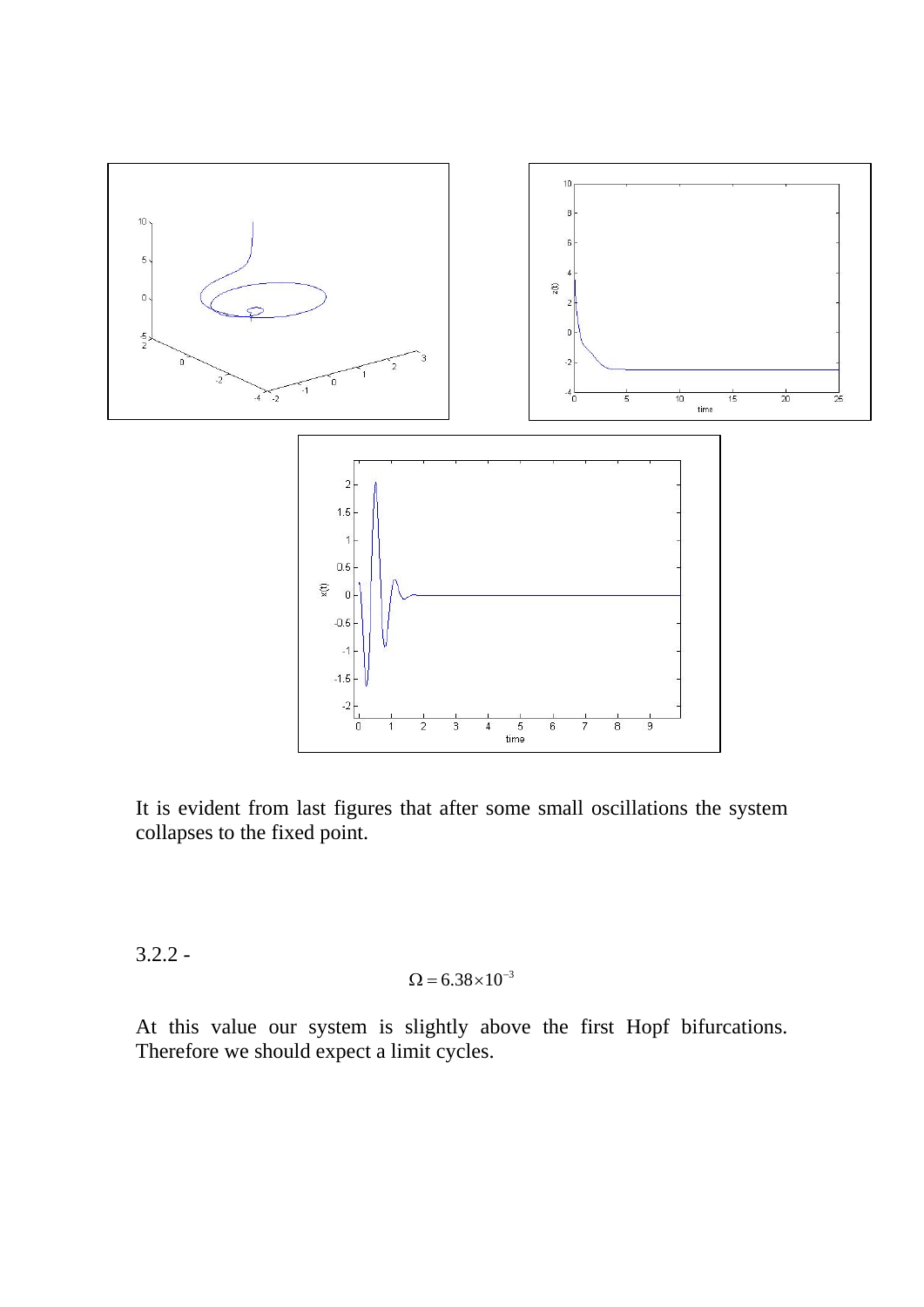It is evident from last figures that after some small oscillations the system collapses to the fixed point.

3.2.2 -

$$\Omega = 6.38 \times 10^{-3}$$

At this value our system is slightly above the first Hopf bifurcations. Therefore we should expect a limit cycles.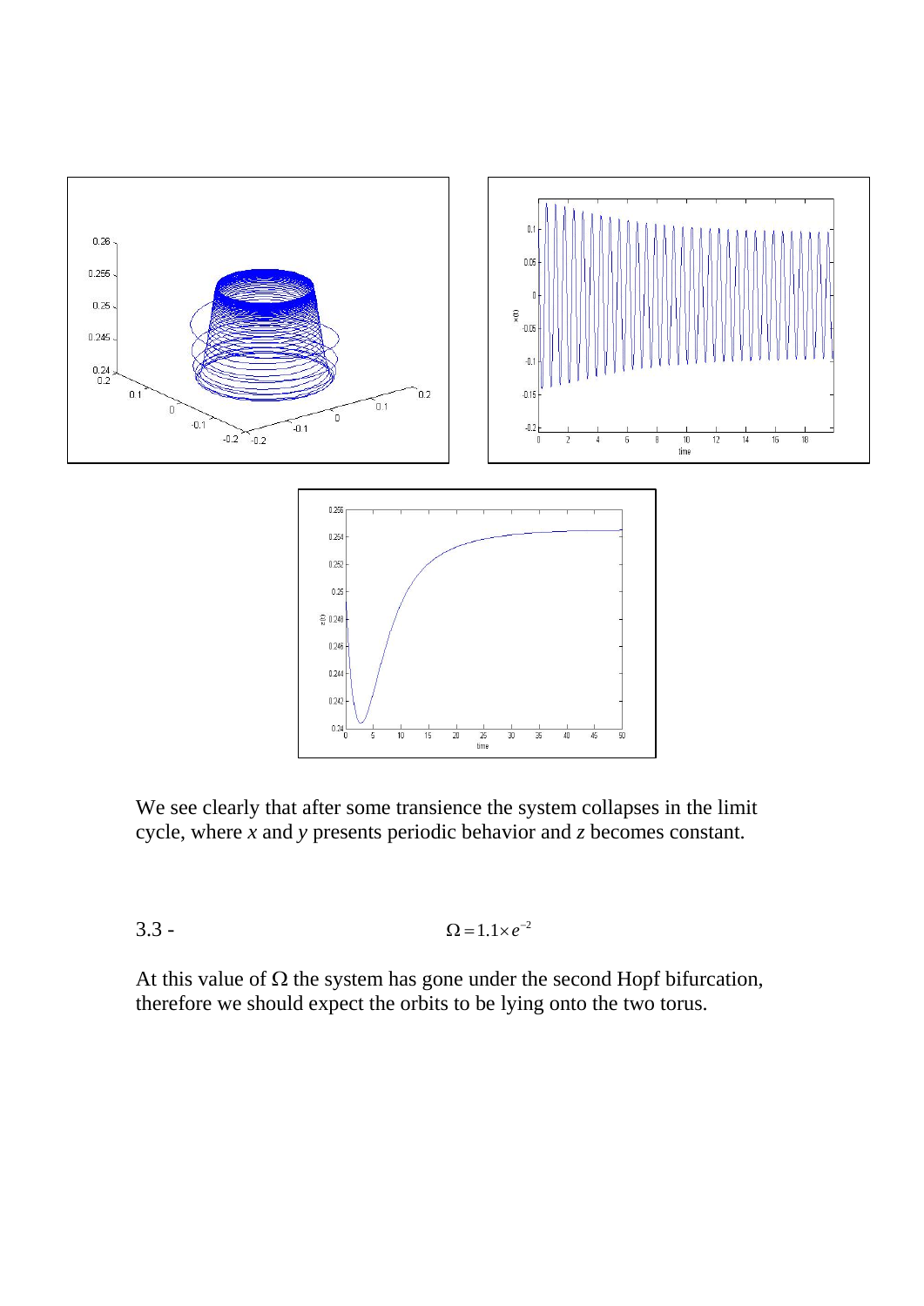We see clearly that after some transience the system collapses in the limit cycle, where *x* and *y* presents periodic behavior and *z* becomes constant.

3.3 - $\Omega = 1.1 \times e^{-2}$

At this value of $\Omega$ the system has gone under the second Hopf bifurcation, therefore we should expect the orbits to be lying onto the two torus.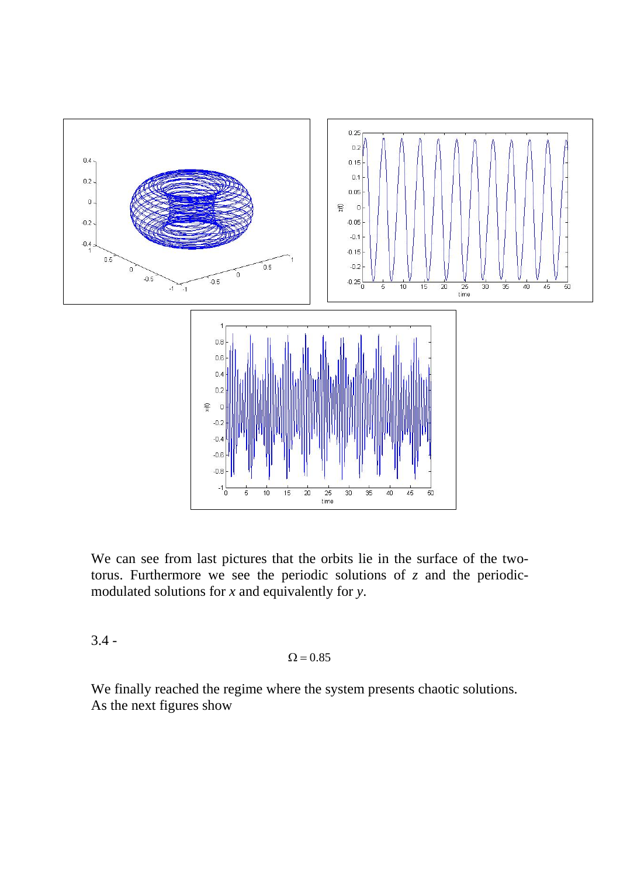We can see from last pictures that the orbits lie in the surface of the two-torus. Furthermore we see the periodic solutions of $z$ and the periodic-modulated solutions for $x$ and equivalently for $y$.

3.4 -

$$\Omega = 0.85$$

We finally reached the regime where the system presents chaotic solutions. As the next figures show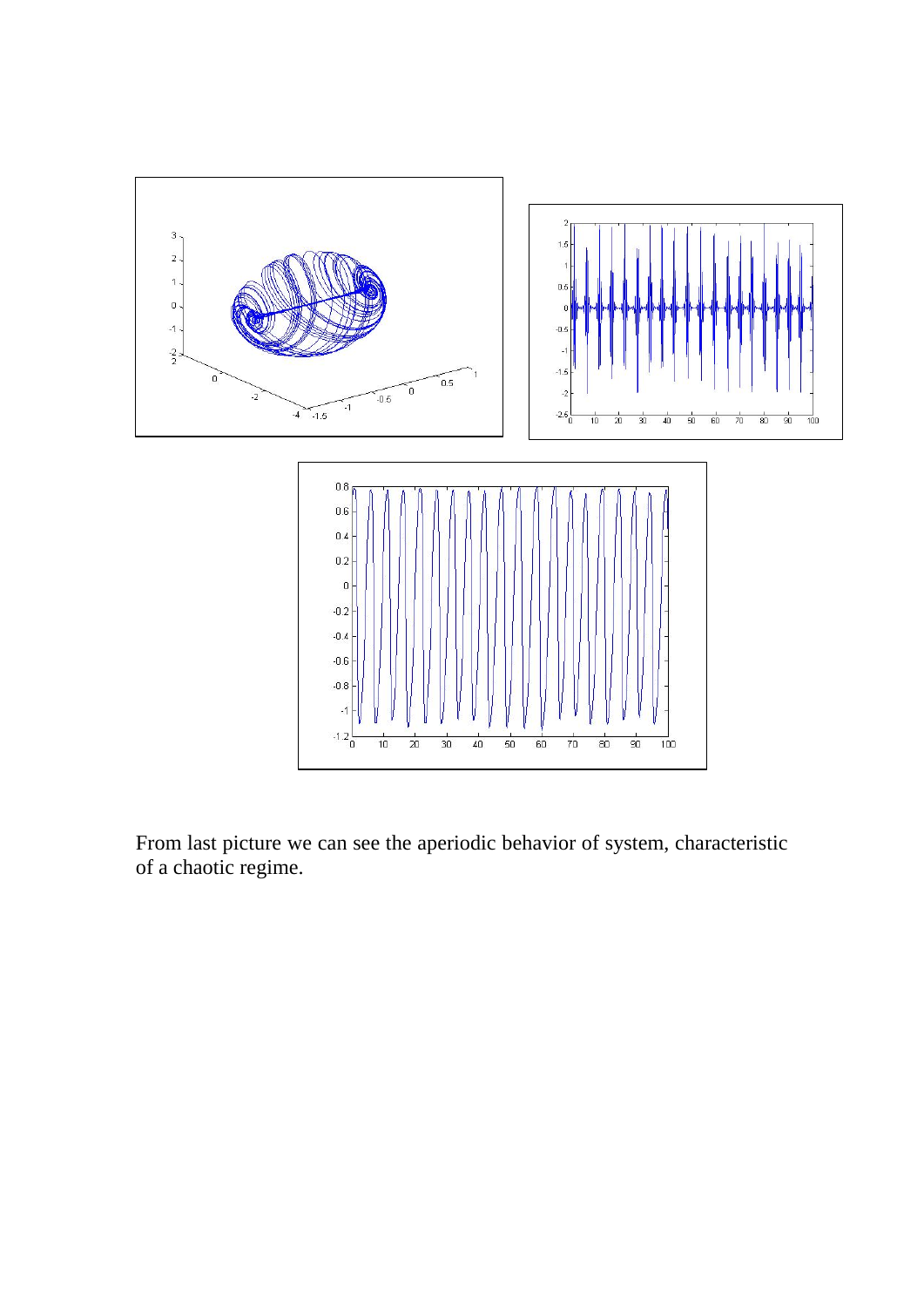From last picture we can see the aperiodic behavior of system, characteristic of a chaotic regime.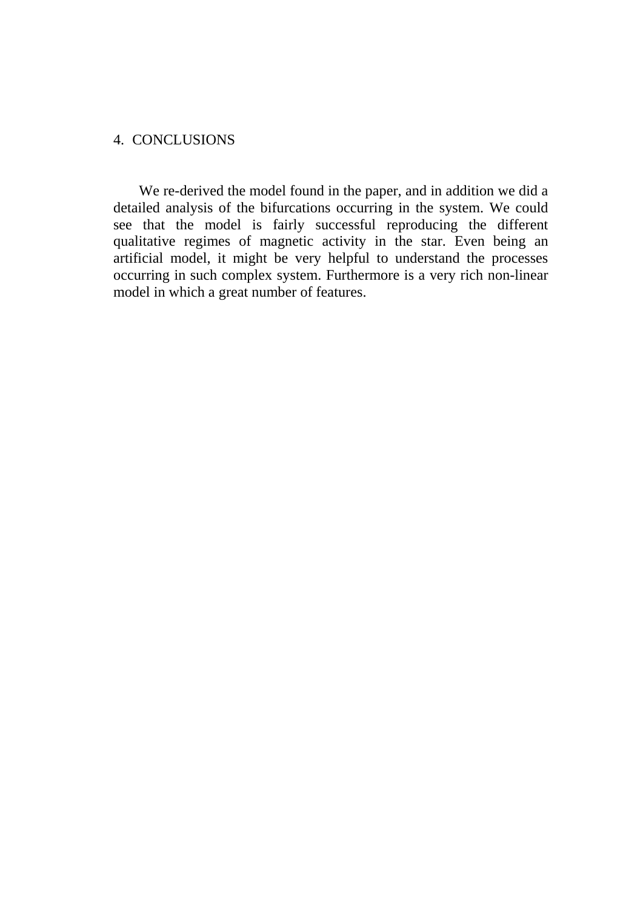## 4. CONCLUSIONS

We re-derived the model found in the paper, and in addition we did a detailed analysis of the bifurcations occurring in the system. We could see that the model is fairly successful reproducing the different qualitative regimes of magnetic activity in the star. Even being an artificial model, it might be very helpful to understand the processes occurring in such complex system. Furthermore is a very rich non-linear model in which a great number of features.